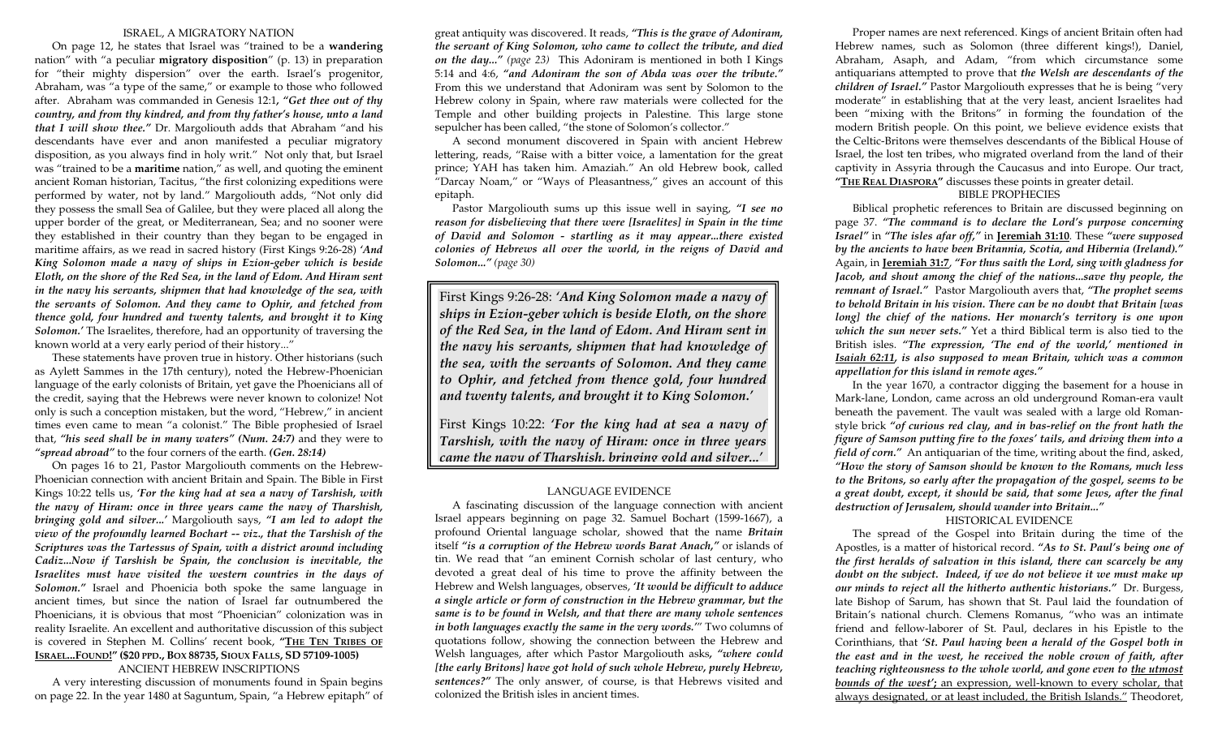## ISRAEL, A MIGRATORY NATION

On page 12, he states that Israel was "trained to be a **wandering** nation" with "a peculiar **migratory disposition**" (p. 13) in preparation for "their mighty dispersion" over the earth. Israel's progenitor, Abraham, was "a type of the same," or example to those who followed after. Abraham was commanded in Genesis 12:1, ***"Get thee out of thy country, and from thy kindred, and from thy father's house, unto a land that I will show thee."*** Dr. Margoliouth adds that Abraham "and his descendants have ever and anon manifested a peculiar migratory disposition, as you always find in holy writ." Not only that, but Israel was "trained to be a **maritime** nation," as well, and quoting the eminent ancient Roman historian, Tacitus, "the first colonizing expeditions were performed by water, not by land." Margoliouth adds, "Not only did they possess the small Sea of Galilee, but they were placed all along the upper border of the great, or Mediterranean, Sea; and no sooner were they established in their country than they began to be engaged in maritime affairs, as we read in sacred history (First Kings 9:26-28) ***'And King Solomon made a navy of ships in Ezion-geber which is beside Eloth, on the shore of the Red Sea, in the land of Edom. And Hiram sent in the navy his servants, shipmen that had knowledge of the sea, with the servants of Solomon. And they came to Ophir, and fetched from thence gold, four hundred and twenty talents, and brought it to King Solomon.'*** The Israelites, therefore, had an opportunity of traversing the known world at a very early period of their history..."

These statements have proven true in history. Other historians (such as Aylett Sammes in the 17th century), noted the Hebrew-Phoenician language of the early colonists of Britain, yet gave the Phoenicians all of the credit, saying that the Hebrews were never known to colonize! Not only is such a conception mistaken, but the word, "Hebrew," in ancient times even came to mean "a colonist." The Bible prophesied of Israel that, ***"his seed shall be in many waters" (Num. 24:7)*** and they were to ***"spread abroad"*** to the four corners of the earth. ***(Gen. 28:14)***

On pages 16 to 21, Pastor Margoliouth comments on the Hebrew-Phoenician connection with ancient Britain and Spain. The Bible in First Kings 10:22 tells us, ***'For the king had at sea a navy of Tarshish, with the navy of Hiram: once in three years came the navy of Tharshish, bringing gold and silver...'*** Margoliouth says, ***"I am led to adopt the view of the profoundly learned Bochart -- viz., that the Tarshish of the Scriptures was the Tartessus of Spain, with a district around including Cadiz...Now if Tarshish be Spain, the conclusion is inevitable, the Israelites must have visited the western countries in the days of Solomon."*** Israel and Phoenicia both spoke the same language in ancient times, but since the nation of Israel far outnumbered the Phoenicians, it is obvious that most "Phoenician" colonization was in reality Israelite. An excellent and authoritative discussion of this subject is covered in Stephen M. Collins' recent book, **"<u>THE TEN TRIBES OF ISRAEL...FOUND!</u>" ($20 PPD., BOX 88735, SIOUX FALLS, SD 57109-1005)**

## ANCIENT HEBREW INSCRIPTIONS

A very interesting discussion of monuments found in Spain begins on page 22. In the year 1480 at Saguntum, Spain, "a Hebrew epitaph" of great antiquity was discovered. It reads, ***"This is the grave of Adoniram, the servant of King Solomon, who came to collect the tribute, and died on the day..."*** *(page 23)* This Adoniram is mentioned in both I Kings 5:14 and 4:6, ***"and Adoniram the son of Abda was over the tribute."*** From this we understand that Adoniram was sent by Solomon to the Hebrew colony in Spain, where raw materials were collected for the Temple and other building projects in Palestine. This large stone sepulcher has been called, "the stone of Solomon's collector."

A second monument discovered in Spain with ancient Hebrew lettering, reads, "Raise with a bitter voice, a lamentation for the great prince; YAH has taken him. Amaziah." An old Hebrew book, called "Darcay Noam," or "Ways of Pleasantness," gives an account of this epitaph.

Pastor Margoliouth sums up this issue well in saying, ***"I see no reason for disbelieving that there were [Israelites] in Spain in the time of David and Solomon - startling as it may appear...there existed colonies of Hebrews all over the world, in the reigns of David and Solomon..."*** *(page 30)*

> First Kings 9:26-28: ***'And King Solomon made a navy of ships in Ezion-geber which is beside Eloth, on the shore of the Red Sea, in the land of Edom. And Hiram sent in the navy his servants, shipmen that had knowledge of the sea, with the servants of Solomon. And they came to Ophir, and fetched from thence gold, four hundred and twenty talents, and brought it to King Solomon.'***
>
> First Kings 10:22: ***'For the king had at sea a navy of Tarshish, with the navy of Hiram: once in three years came the navy of Tharshish, bringing gold and silver...'***

## LANGUAGE EVIDENCE

A fascinating discussion of the language connection with ancient Israel appears beginning on page 32. Samuel Bochart (1599-1667), a profound Oriental language scholar, showed that the name ***Britain*** itself ***"is a corruption of the Hebrew words Barat Anach,"*** or islands of tin. We read that "an eminent Cornish scholar of last century, who devoted a great deal of his time to prove the affinity between the Hebrew and Welsh languages, observes, ***'It would be difficult to adduce a single article or form of construction in the Hebrew grammar, but the same is to be found in Welsh, and that there are many whole sentences in both languages exactly the same in the very words.'***" Two columns of quotations follow, showing the connection between the Hebrew and Welsh languages, after which Pastor Margoliouth asks, ***"where could [the early Britons] have got hold of such whole Hebrew, purely Hebrew, sentences?"*** The only answer, of course, is that Hebrews visited and colonized the British isles in ancient times.

Proper names are next referenced. Kings of ancient Britain often had Hebrew names, such as Solomon (three different kings!), Daniel, Abraham, Asaph, and Adam, "from which circumstance some antiquarians attempted to prove that ***the Welsh are descendants of the children of Israel."*** Pastor Margoliouth expresses that he is being "very moderate" in establishing that at the very least, ancient Israelites had been "mixing with the Britons" in forming the foundation of the modern British people. On this point, we believe evidence exists that the Celtic-Britons were themselves descendants of the Biblical House of Israel, the lost ten tribes, who migrated overland from the land of their captivity in Assyria through the Caucasus and into Europe. Our tract, **"<u>THE REAL DIASPORA</u>"** discusses these points in greater detail.

## BIBLE PROPHECIES

Biblical prophetic references to Britain are discussed beginning on page 37. ***"The command is to declare the Lord's purpose concerning Israel"*** in ***"The isles afar off,"*** in **<u>Jeremiah 31:10</u>**. These ***"were supposed by the ancients to have been Britannia, Scotia, and Hibernia (Ireland)."*** Again, in **<u>Jeremiah 31:7</u>**, ***"For thus saith the Lord, sing with gladness for Jacob, and shout among the chief of the nations...save thy people, the remnant of Israel."*** Pastor Margoliouth avers that, ***"The prophet seems to behold Britain in his vision. There can be no doubt that Britain [was long] the chief of the nations. Her monarch's territory is one upon which the sun never sets."*** Yet a third Biblical term is also tied to the British isles. ***"The expression, 'The end of the world,' mentioned in <u>Isaiah 62:11</u>, is also supposed to mean Britain, which was a common appellation for this island in remote ages."***

In the year 1670, a contractor digging the basement for a house in Mark-lane, London, came across an old underground Roman-era vault beneath the pavement. The vault was sealed with a large old Roman-style brick ***"of curious red clay, and in bas-relief on the front hath the figure of Samson putting fire to the foxes' tails, and driving them into a field of corn."*** An antiquarian of the time, writing about the find, asked, ***"How the story of Samson should be known to the Romans, much less to the Britons, so early after the propagation of the gospel, seems to be a great doubt, except, it should be said, that some Jews, after the final destruction of Jerusalem, should wander into Britain..."***

## HISTORICAL EVIDENCE

The spread of the Gospel into Britain during the time of the Apostles, is a matter of historical record. ***"As to St. Paul's being one of the first heralds of salvation in this island, there can scarcely be any doubt on the subject. Indeed, if we do not believe it we must make up our minds to reject all the hitherto authentic historians."*** Dr. Burgess, late Bishop of Sarum, has shown that St. Paul laid the foundation of Britain's national church. Clemens Romanus, "who was an intimate friend and fellow-laborer of St. Paul, declares in his Epistle to the Corinthians, that ***'St. Paul having been a herald of the Gospel both in the east and in the west, he received the noble crown of faith, after teaching righteousness to the whole world, and gone even to <u>the utmost bounds of the west</u>'***; <u>an expression, well-known to every scholar, that always designated, or at least included, the British Islands."</u> Theodoret,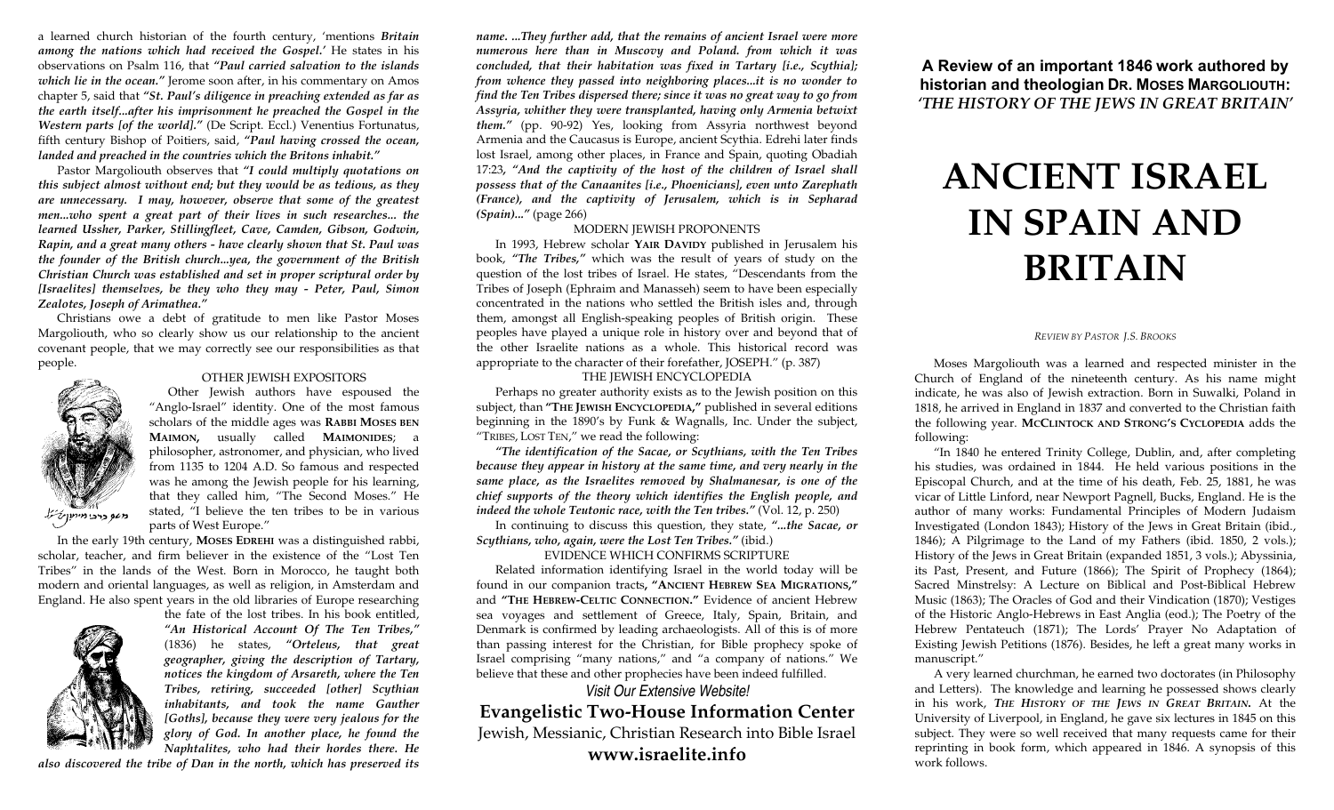a learned church historian of the fourth century, 'mentions ***Britain among the nations which had received the Gospel***.' He states in his observations on Psalm 116, that ***"Paul carried salvation to the islands which lie in the ocean."*** Jerome soon after, in his commentary on Amos chapter 5, said that ***"St. Paul's diligence in preaching extended as far as the earth itself...after his imprisonment he preached the Gospel in the Western parts [of the world]."*** (De Script. Eccl.) Venentius Fortunatus, fifth century Bishop of Poitiers, said, ***"Paul having crossed the ocean, landed and preached in the countries which the Britons inhabit."***

Pastor Margoliouth observes that ***"I could multiply quotations on this subject almost without end; but they would be as tedious, as they are unnecessary. I may, however, observe that some of the greatest men...who spent a great part of their lives in such researches... the learned Ussher, Parker, Stillingfleet, Cave, Camden, Gibson, Godwin, Rapin, and a great many others - have clearly shown that St. Paul was the founder of the British church...yea, the government of the British Christian Church was established and set in proper scriptural order by [Israelites] themselves, be they who they may - Peter, Paul, Simon Zealotes, Joseph of Arimathea."***

Christians owe a debt of gratitude to men like Pastor Moses Margoliouth, who so clearly show us our relationship to the ancient covenant people, that we may correctly see our responsibilities as that people.

### OTHER JEWISH EXPOSITORS

Other Jewish authors have espoused the "Anglo-Israel" identity. One of the most famous scholars of the middle ages was **RABBI MOSES BEN MAIMON,** usually called **MAIMONIDES**; a philosopher, astronomer, and physician, who lived from 1135 to 1204 A.D. So famous and respected was he among the Jewish people for his learning, that they called him, "The Second Moses." He stated, "I believe the ten tribes to be in various parts of West Europe."

In the early 19th century, **MOSES EDREHI** was a distinguished rabbi, scholar, teacher, and firm believer in the existence of the "Lost Ten Tribes" in the lands of the West. Born in Morocco, he taught both modern and oriental languages, as well as religion, in Amsterdam and England. He also spent years in the old libraries of Europe researching the fate of the lost tribes. In his book entitled, ***"An Historical Account Of The Ten Tribes,"*** (1836) he states, ***"Orteleus, that great geographer, giving the description of Tartary, notices the kingdom of Arsareth, where the Ten Tribes, retiring, succeeded [other] Scythian inhabitants, and took the name Gauther [Goths], because they were very jealous for the glory of God. In another place, he found the Naphtalites, who had their hordes there. He also discovered the tribe of Dan in the north, which has preserved its name. ...They further add, that the remains of ancient Israel were more numerous here than in Muscovy and Poland. from which it was concluded, that their habitation was fixed in Tartary [i.e., Scythia]; from whence they passed into neighboring places...it is no wonder to find the Ten Tribes dispersed there; since it was no great way to go from Assyria, whither they were transplanted, having only Armenia betwixt them."*** (pp. 90-92) Yes, looking from Assyria northwest beyond Armenia and the Caucasus is Europe, ancient Scythia. Edrehi later finds lost Israel, among other places, in France and Spain, quoting Obadiah 17:23, ***"And the captivity of the host of the children of Israel shall possess that of the Canaanites [i.e., Phoenicians], even unto Zarephath (France), and the captivity of Jerusalem, which is in Sepharad (Spain)..."*** (page 266)

### MODERN JEWISH PROPONENTS

In 1993, Hebrew scholar **YAIR DAVIDY** published in Jerusalem his book, ***"The Tribes,"*** which was the result of years of study on the question of the lost tribes of Israel. He states, "Descendants from the Tribes of Joseph (Ephraim and Manasseh) seem to have been especially concentrated in the nations who settled the British isles and, through them, amongst all English-speaking peoples of British origin. These peoples have played a unique role in history over and beyond that of the other Israelite nations as a whole. This historical record was appropriate to the character of their forefather, JOSEPH." (p. 387)

### THE JEWISH ENCYCLOPEDIA

Perhaps no greater authority exists as to the Jewish position on this subject, than **"THE JEWISH ENCYCLOPEDIA,"** published in several editions beginning in the 1890's by Funk & Wagnalls, Inc. Under the subject, "TRIBES, LOST TEN," we read the following:

***"The identification of the Sacae, or Scythians, with the Ten Tribes because they appear in history at the same time, and very nearly in the same place, as the Israelites removed by Shalmanesar, is one of the chief supports of the theory which identifies the English people, and indeed the whole Teutonic race, with the Ten tribes."*** (Vol. 12, p. 250)

In continuing to discuss this question, they state, ***"...the Sacae, or Scythians, who, again, were the Lost Ten Tribes."*** (ibid.)

### EVIDENCE WHICH CONFIRMS SCRIPTURE

Related information identifying Israel in the world today will be found in our companion tracts, **"ANCIENT HEBREW SEA MIGRATIONS,"** and **"THE HEBREW-CELTIC CONNECTION."** Evidence of ancient Hebrew sea voyages and settlement of Greece, Italy, Spain, Britain, and Denmark is confirmed by leading archaeologists. All of this is of more than passing interest for the Christian, for Bible prophecy spoke of Israel comprising "many nations," and "a company of nations." We believe that these and other prophecies have been indeed fulfilled.

*Visit Our Extensive Website!*

**Evangelistic Two-House Information Center**

Jewish, Messianic, Christian Research into Bible Israel

**www.israelite.info**

**A Review of an important 1846 work authored by historian and theologian DR. MOSES MARGOLIOUTH: *'THE HISTORY OF THE JEWS IN GREAT BRITAIN'***

# ANCIENT ISRAEL IN SPAIN AND BRITAIN

*REVIEW BY PASTOR J.S. BROOKS*

Moses Margoliouth was a learned and respected minister in the Church of England of the nineteenth century. As his name might indicate, he was also of Jewish extraction. Born in Suwalki, Poland in 1818, he arrived in England in 1837 and converted to the Christian faith the following year. **MCCLINTOCK AND STRONG'S CYCLOPEDIA** adds the following:

"In 1840 he entered Trinity College, Dublin, and, after completing his studies, was ordained in 1844. He held various positions in the Episcopal Church, and at the time of his death, Feb. 25, 1881, he was vicar of Little Linford, near Newport Pagnell, Bucks, England. He is the author of many works: Fundamental Principles of Modern Judaism Investigated (London 1843); History of the Jews in Great Britain (ibid., 1846); A Pilgrimage to the Land of my Fathers (ibid. 1850, 2 vols.); History of the Jews in Great Britain (expanded 1851, 3 vols.); Abyssinia, its Past, Present, and Future (1866); The Spirit of Prophecy (1864); Sacred Minstrelsy: A Lecture on Biblical and Post-Biblical Hebrew Music (1863); The Oracles of God and their Vindication (1870); Vestiges of the Historic Anglo-Hebrews in East Anglia (eod.); The Poetry of the Hebrew Pentateuch (1871); The Lords' Prayer No Adaptation of Existing Jewish Petitions (1876). Besides, he left a great many works in manuscript."

A very learned churchman, he earned two doctorates (in Philosophy and Letters). The knowledge and learning he possessed shows clearly in his work, ***THE HISTORY OF THE JEWS IN GREAT BRITAIN***. At the University of Liverpool, in England, he gave six lectures in 1845 on this subject. They were so well received that many requests came for their reprinting in book form, which appeared in 1846. A synopsis of this work follows.